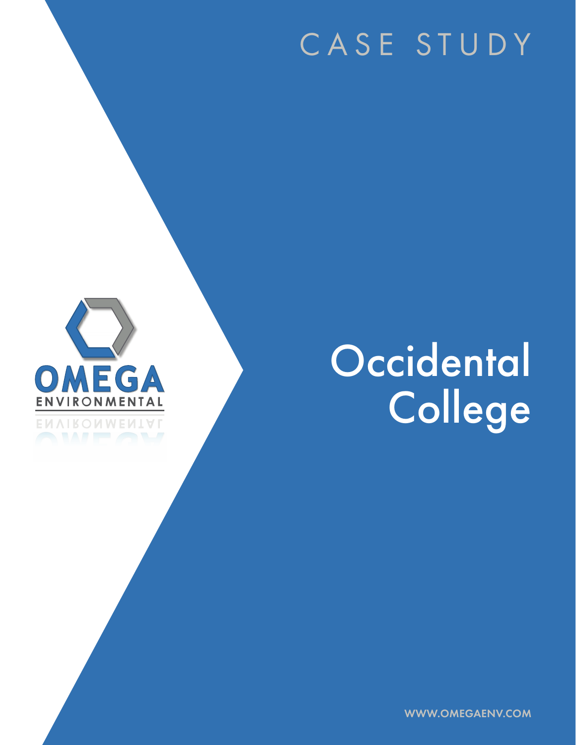CASE STUDY

OMEGA ENVIRONMENTAL

# Occidental College

WWW.OMEGAENV.COM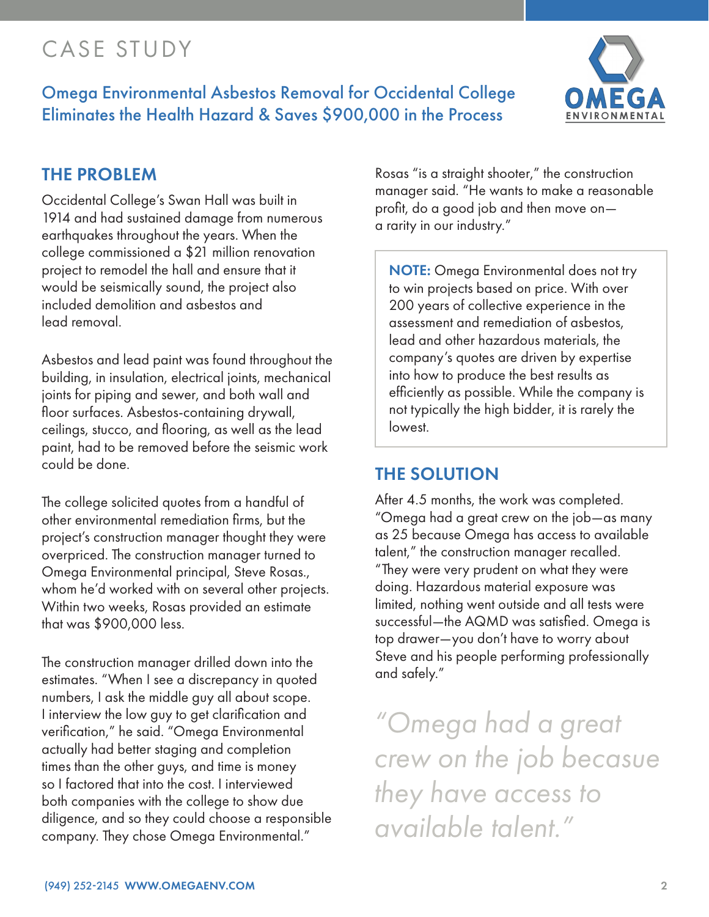# CASE STUDY

## Omega Environmental Asbestos Removal for Occidental College Eliminates the Health Hazard & Saves $900,000 in the Process

## THE PROBLEM

Occidental College's Swan Hall was built in 1914 and had sustained damage from numerous earthquakes throughout the years. When the college commissioned a $21 million renovation project to remodel the hall and ensure that it would be seismically sound, the project also included demolition and asbestos and lead removal.

Asbestos and lead paint was found throughout the building, in insulation, electrical joints, mechanical joints for piping and sewer, and both wall and floor surfaces. Asbestos-containing drywall, ceilings, stucco, and flooring, as well as the lead paint, had to be removed before the seismic work could be done.

The college solicited quotes from a handful of other environmental remediation firms, but the project's construction manager thought they were overpriced. The construction manager turned to Omega Environmental principal, Steve Rosas., whom he'd worked with on several other projects. Within two weeks, Rosas provided an estimate that was $900,000 less.

The construction manager drilled down into the estimates. "When I see a discrepancy in quoted numbers, I ask the middle guy all about scope. I interview the low guy to get clarification and verification," he said. "Omega Environmental actually had better staging and completion times than the other guys, and time is money so I factored that into the cost. I interviewed both companies with the college to show due diligence, and so they could choose a responsible company. They chose Omega Environmental."

Rosas "is a straight shooter," the construction manager said. "He wants to make a reasonable profit, do a good job and then move on—a rarity in our industry."

> **NOTE:** Omega Environmental does not try to win projects based on price. With over 200 years of collective experience in the assessment and remediation of asbestos, lead and other hazardous materials, the company's quotes are driven by expertise into how to produce the best results as efficiently as possible. While the company is not typically the high bidder, it is rarely the lowest.

## THE SOLUTION

After 4.5 months, the work was completed. "Omega had a great crew on the job—as many as 25 because Omega has access to available talent," the construction manager recalled. "They were very prudent on what they were doing. Hazardous material exposure was limited, nothing went outside and all tests were successful—the AQMD was satisfied. Omega is top drawer—you don't have to worry about Steve and his people performing professionally and safely."

> *"Omega had a great crew on the job becasue they have access to available talent."*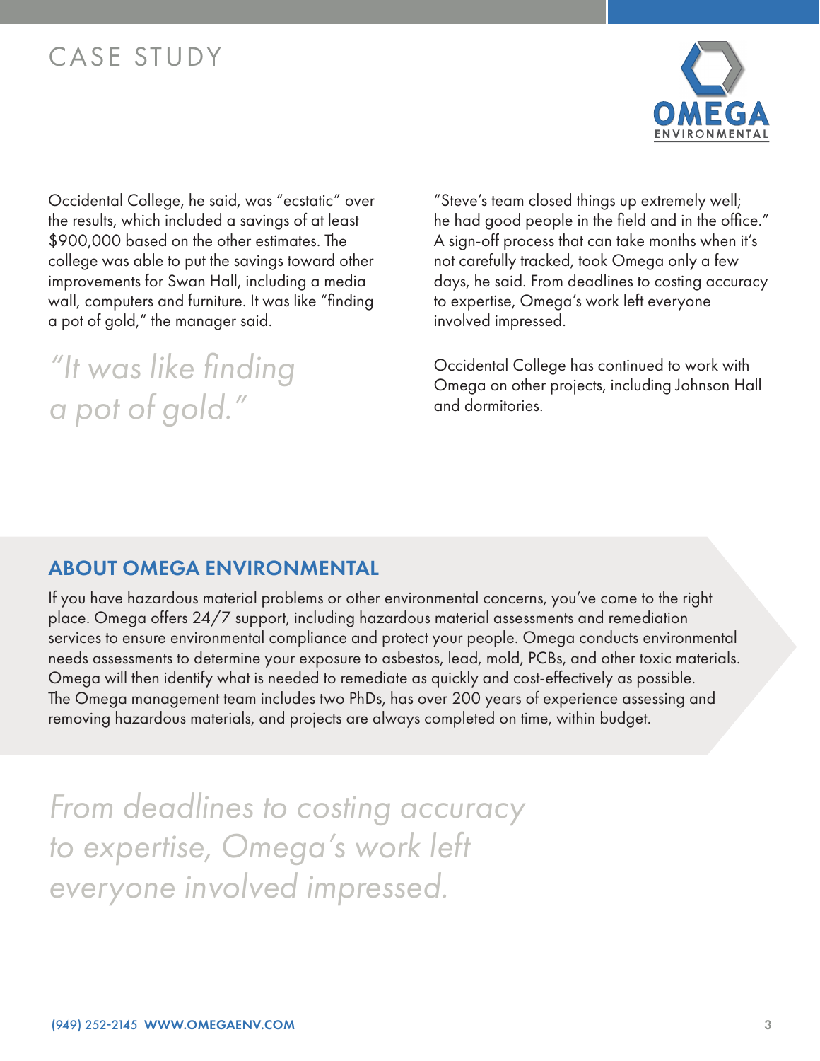# CASE STUDY

Occidental College, he said, was "ecstatic" over the results, which included a savings of at least $900,000 based on the other estimates. The college was able to put the savings toward other improvements for Swan Hall, including a media wall, computers and furniture. It was like "finding a pot of gold," the manager said.

*"It was like finding a pot of gold."*

"Steve's team closed things up extremely well; he had good people in the field and in the office." A sign-off process that can take months when it's not carefully tracked, took Omega only a few days, he said. From deadlines to costing accuracy to expertise, Omega's work left everyone involved impressed.

Occidental College has continued to work with Omega on other projects, including Johnson Hall and dormitories.

## ABOUT OMEGA ENVIRONMENTAL

If you have hazardous material problems or other environmental concerns, you've come to the right place. Omega offers 24/7 support, including hazardous material assessments and remediation services to ensure environmental compliance and protect your people. Omega conducts environmental needs assessments to determine your exposure to asbestos, lead, mold, PCBs, and other toxic materials. Omega will then identify what is needed to remediate as quickly and cost-effectively as possible. The Omega management team includes two PhDs, has over 200 years of experience assessing and removing hazardous materials, and projects are always completed on time, within budget.

*From deadlines to costing accuracy to expertise, Omega's work left everyone involved impressed.*

(949) 252-2145 WWW.OMEGAENV.COM